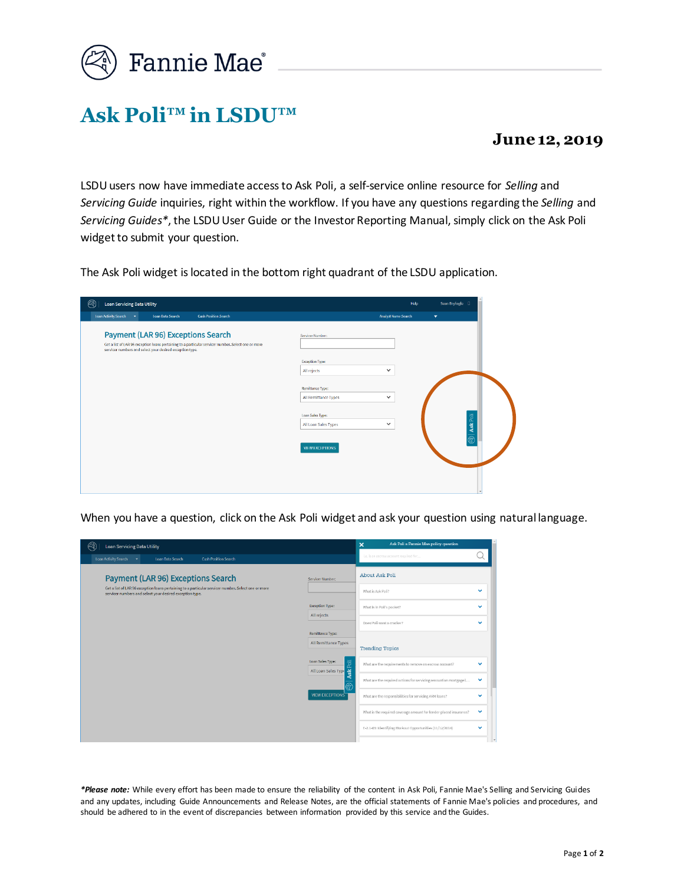# Ask Poli™ in LSDU™

**June 12, 2019**

LSDU users now have immediate access to Ask Poli, a self-service online resource for *Selling* and *Servicing Guide* inquiries, right within the workflow. If you have any questions regarding the *Selling* and *Servicing Guides*\*, the LSDU User Guide or the Investor Reporting Manual, simply click on the Ask Poli widget to submit your question.

The Ask Poli widget is located in the bottom right quadrant of the LSDU application.

When you have a question, click on the Ask Poli widget and ask your question using natural language.

***Please note:*** While every effort has been made to ensure the reliability of the content in Ask Poli, Fannie Mae's Selling and Servicing Guides and any updates, including Guide Announcements and Release Notes, are the official statements of Fannie Mae's policies and procedures, and should be adhered to in the event of discrepancies between information provided by this service and the Guides.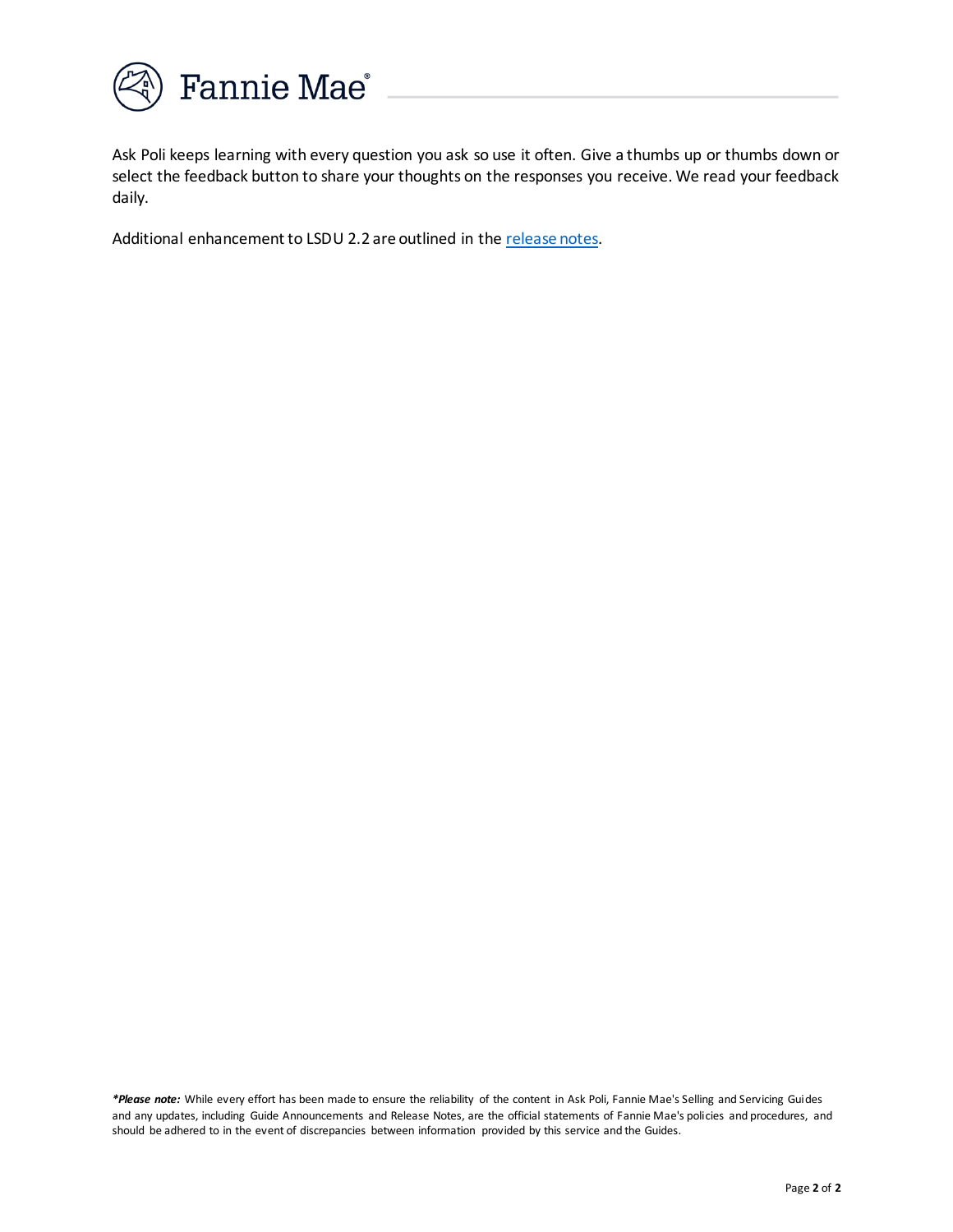Ask Poli keeps learning with every question you ask so use it often. Give a thumbs up or thumbs down or select the feedback button to share your thoughts on the responses you receive. We read your feedback daily.

Additional enhancement to LSDU 2.2 are outlined in the release notes.

***Please note:*** While every effort has been made to ensure the reliability of the content in Ask Poli, Fannie Mae's Selling and Servicing Guides and any updates, including Guide Announcements and Release Notes, are the official statements of Fannie Mae's policies and procedures, and should be adhered to in the event of discrepancies between information provided by this service and the Guides.